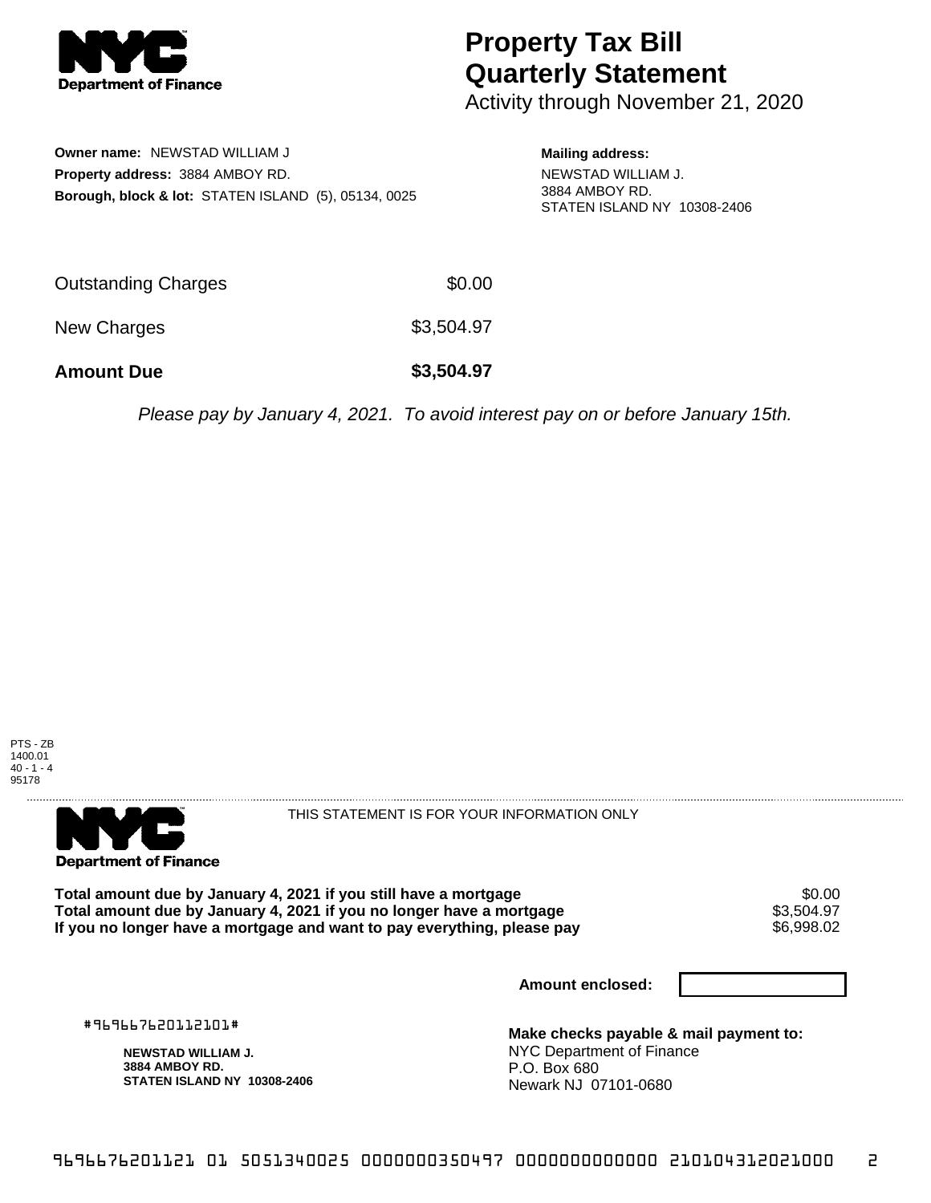# Property Tax Bill Quarterly Statement

Activity through November 21, 2020

**Owner name:** NEWSTAD WILLIAM J
**Property address:** 3884 AMBOY RD.
**Borough, block & lot:** STATEN ISLAND (5), 05134, 0025

**Mailing address:**
NEWSTAD WILLIAM J.
3884 AMBOY RD.
STATEN ISLAND NY 10308-2406

| | |
|---|---|
| Outstanding Charges | $0.00 |
| New Charges | $3,504.97 |
| **Amount Due** | **$3,504.97** |

*Please pay by January 4, 2021. To avoid interest pay on or before January 15th.*

PTS - ZB
1400.01
40 - 1 - 4
95178

THIS STATEMENT IS FOR YOUR INFORMATION ONLY

| | |
|---|---|
| **Total amount due by January 4, 2021 if you still have a mortgage** | $0.00 |
| **Total amount due by January 4, 2021 if you no longer have a mortgage** | $3,504.97 |
| **If you no longer have a mortgage and want to pay everything, please pay** | $6,998.02 |

**Amount enclosed:**

#969667620112101#

**NEWSTAD WILLIAM J.**
**3884 AMBOY RD.**
**STATEN ISLAND NY 10308-2406**

**Make checks payable & mail payment to:**
NYC Department of Finance
P.O. Box 680
Newark NJ 07101-0680

969667620112101 01 5051340025 0000000350497 0000000000000 210104312021000 2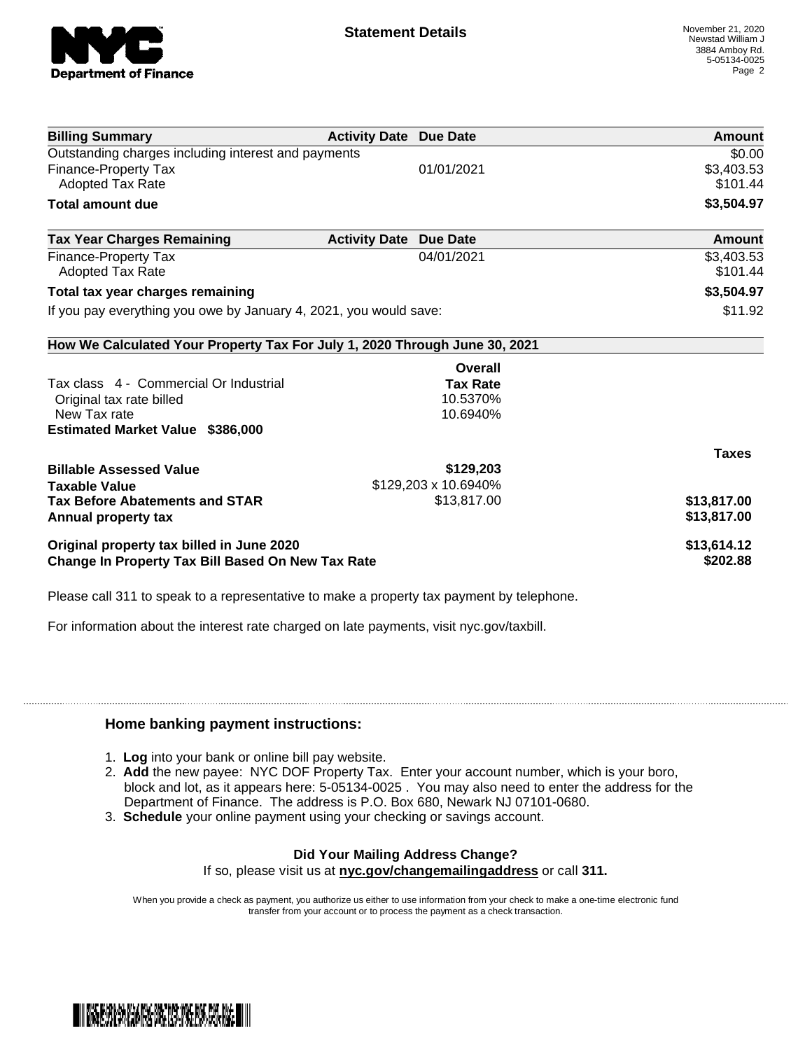**Statement Details**

November 21, 2020
Newstad William J
3884 Amboy Rd.
5-05134-0025

| Billing Summary | Activity Date | Due Date | Amount |
|---|---|---|---|
| Outstanding charges including interest and payments | | | $0.00 |
| Finance-Property Tax | | 01/01/2021 | $3,403.53 |
| Adopted Tax Rate | | | $101.44 |
| **Total amount due** | | | **$3,504.97** |

| Tax Year Charges Remaining | Activity Date | Due Date | Amount |
|---|---|---|---|
| Finance-Property Tax | | 04/01/2021 | $3,403.53 |
| Adopted Tax Rate | | | $101.44 |
| **Total tax year charges remaining** | | | **$3,504.97** |
| If you pay everything you owe by January 4, 2021, you would save: | | | $11.92 |

**How We Calculated Your Property Tax For July 1, 2020 Through June 30, 2021**

| | Overall Tax Rate | |
|---|---|---|
| Tax class 4 - Commercial Or Industrial | | |
| Original tax rate billed | 10.5370% | |
| New Tax rate | 10.6940% | |
| **Estimated Market Value $386,000** | | |
| | | **Taxes** |
| **Billable Assessed Value** | **$129,203** | |
| **Taxable Value** | $129,203 x 10.6940% | |
| **Tax Before Abatements and STAR** | $13,817.00 | **$13,817.00** |
| **Annual property tax** | | **$13,817.00** |
| **Original property tax billed in June 2020** | | **$13,614.12** |
| **Change In Property Tax Bill Based On New Tax Rate** | | **$202.88** |

Please call 311 to speak to a representative to make a property tax payment by telephone.

For information about the interest rate charged on late payments, visit nyc.gov/taxbill.

## Home banking payment instructions:

1. **Log** into your bank or online bill pay website.
2. **Add** the new payee: NYC DOF Property Tax. Enter your account number, which is your boro, block and lot, as it appears here: 5-05134-0025 . You may also need to enter the address for the Department of Finance. The address is P.O. Box 680, Newark NJ 07101-0680.
3. **Schedule** your online payment using your checking or savings account.

**Did Your Mailing Address Change?**

If so, please visit us at **nyc.gov/changemailingaddress** or call **311.**

When you provide a check as payment, you authorize us either to use information from your check to make a one-time electronic fund transfer from your account or to process the payment as a check transaction.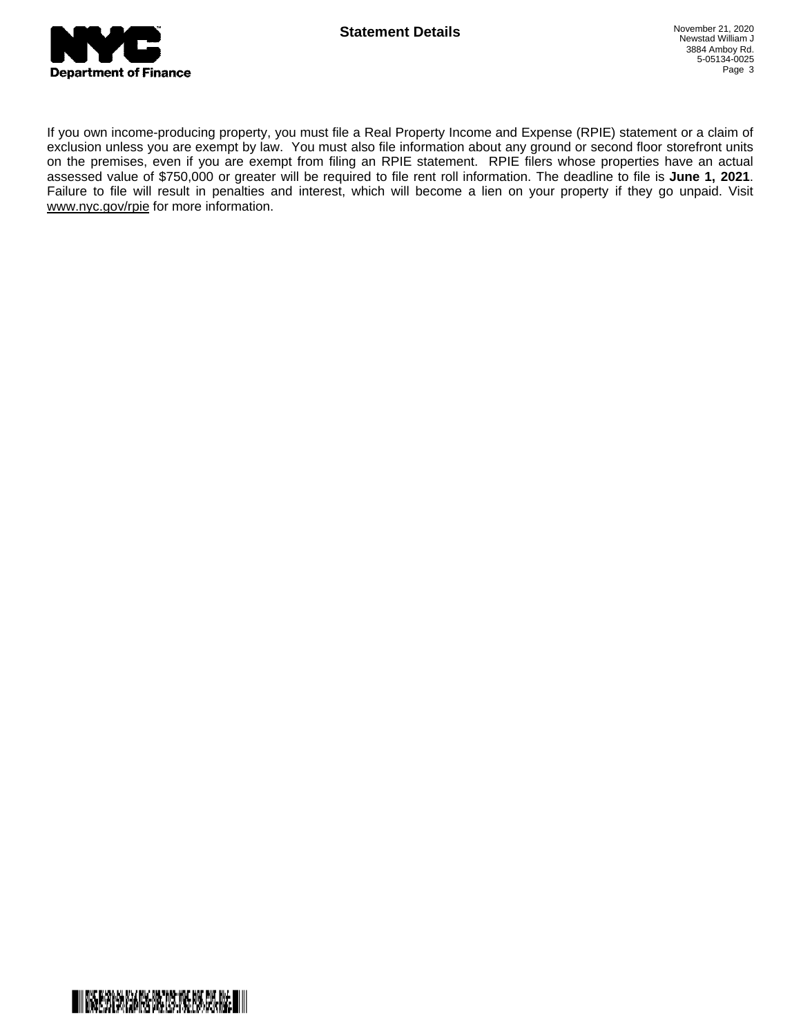If you own income-producing property, you must file a Real Property Income and Expense (RPIE) statement or a claim of exclusion unless you are exempt by law. You must also file information about any ground or second floor storefront units on the premises, even if you are exempt from filing an RPIE statement. RPIE filers whose properties have an actual assessed value of $750,000 or greater will be required to file rent roll information. The deadline to file is **June 1, 2021**. Failure to file will result in penalties and interest, which will become a lien on your property if they go unpaid. Visit www.nyc.gov/rpie for more information.